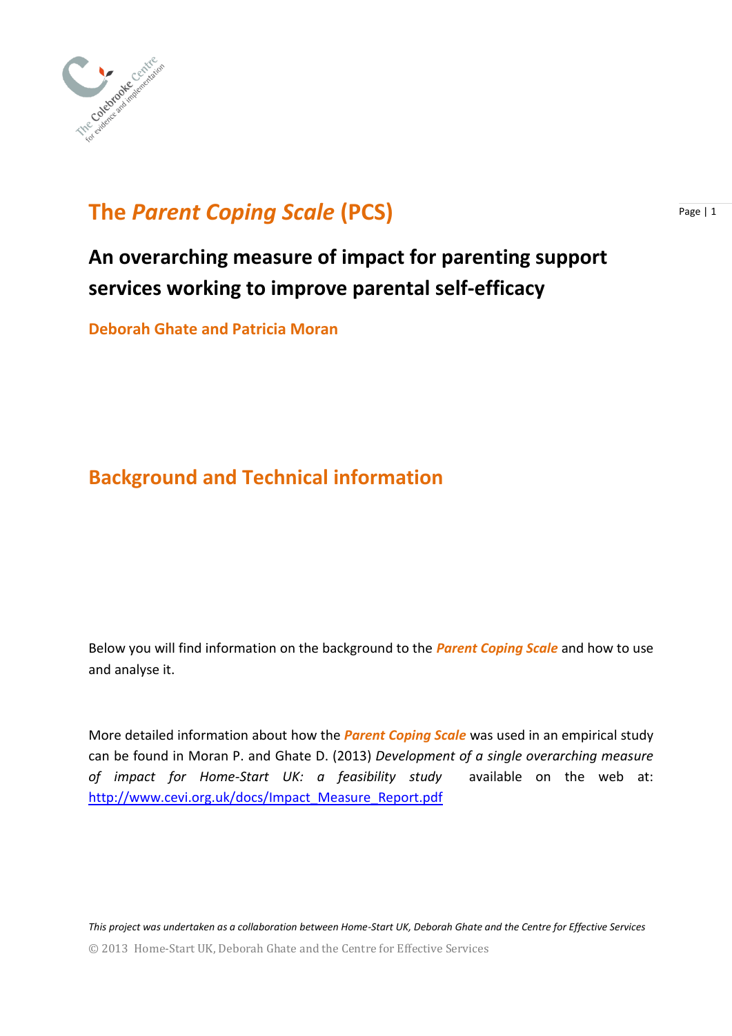# The *Parent Coping Scale* (PCS)

## An overarching measure of impact for parenting support services working to improve parental self-efficacy

**Deborah Ghate and Patricia Moran**

## Background and Technical information

Below you will find information on the background to the ***Parent Coping Scale*** and how to use and analyse it.

More detailed information about how the ***Parent Coping Scale*** was used in an empirical study can be found in Moran P. and Ghate D. (2013) *Development of a single overarching measure of impact for Home-Start UK: a feasibility study* available on the web at: http://www.cevi.org.uk/docs/Impact_Measure_Report.pdf

*This project was undertaken as a collaboration between Home-Start UK, Deborah Ghate and the Centre for Effective Services*

© 2013 Home-Start UK, Deborah Ghate and the Centre for Effective Services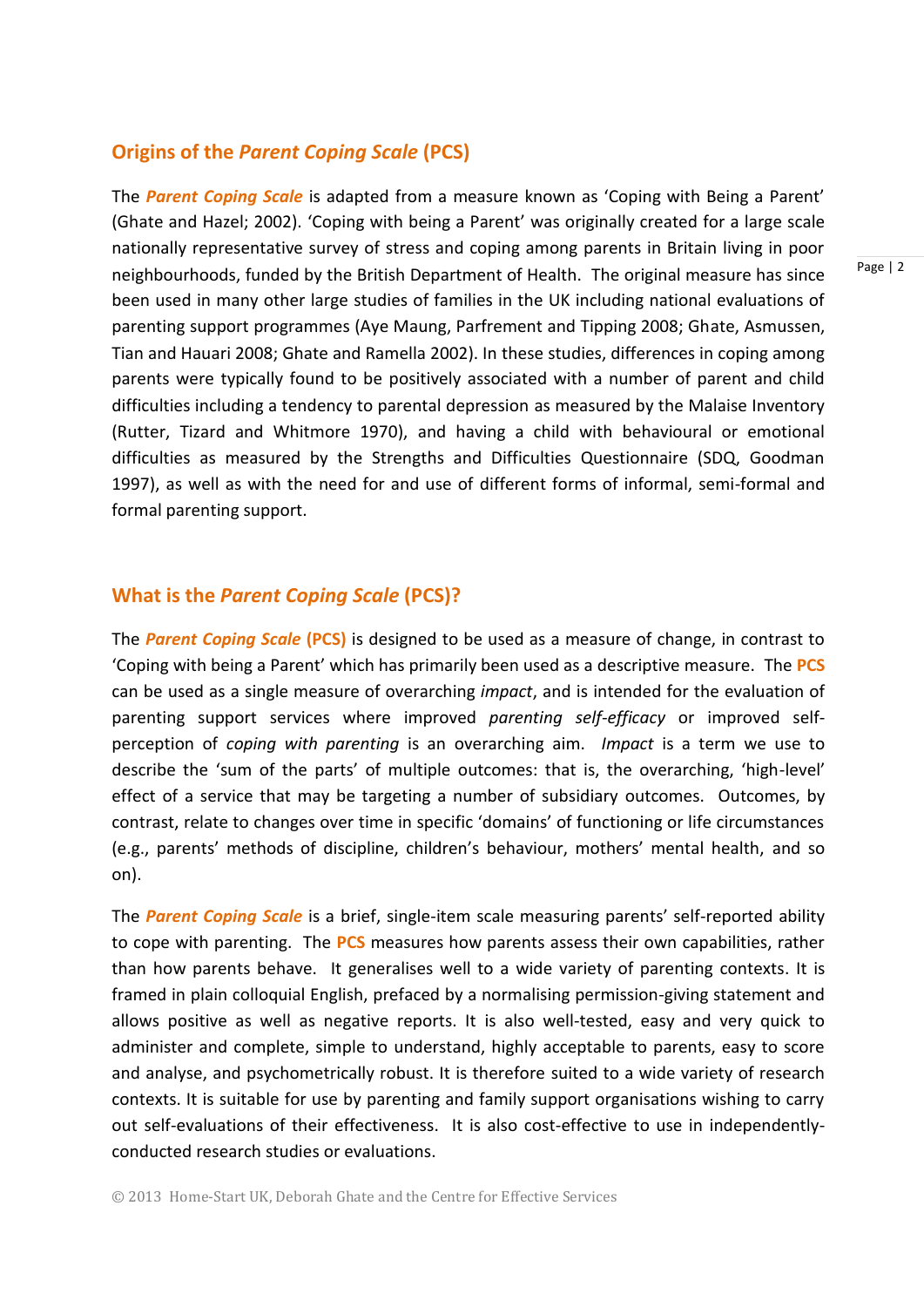## Origins of the *Parent Coping Scale* (PCS)

The ***Parent Coping Scale*** is adapted from a measure known as 'Coping with Being a Parent' (Ghate and Hazel; 2002). 'Coping with being a Parent' was originally created for a large scale nationally representative survey of stress and coping among parents in Britain living in poor neighbourhoods, funded by the British Department of Health. The original measure has since been used in many other large studies of families in the UK including national evaluations of parenting support programmes (Aye Maung, Parfrement and Tipping 2008; Ghate, Asmussen, Tian and Hauari 2008; Ghate and Ramella 2002). In these studies, differences in coping among parents were typically found to be positively associated with a number of parent and child difficulties including a tendency to parental depression as measured by the Malaise Inventory (Rutter, Tizard and Whitmore 1970), and having a child with behavioural or emotional difficulties as measured by the Strengths and Difficulties Questionnaire (SDQ, Goodman 1997), as well as with the need for and use of different forms of informal, semi-formal and formal parenting support.

## What is the *Parent Coping Scale* (PCS)?

The ***Parent Coping Scale* (PCS)** is designed to be used as a measure of change, in contrast to 'Coping with being a Parent' which has primarily been used as a descriptive measure. The **PCS** can be used as a single measure of overarching *impact*, and is intended for the evaluation of parenting support services where improved *parenting self-efficacy* or improved self-perception of *coping with parenting* is an overarching aim. *Impact* is a term we use to describe the 'sum of the parts' of multiple outcomes: that is, the overarching, 'high-level' effect of a service that may be targeting a number of subsidiary outcomes. Outcomes, by contrast, relate to changes over time in specific 'domains' of functioning or life circumstances (e.g., parents' methods of discipline, children's behaviour, mothers' mental health, and so on).

The ***Parent Coping Scale*** is a brief, single-item scale measuring parents' self-reported ability to cope with parenting. The **PCS** measures how parents assess their own capabilities, rather than how parents behave. It generalises well to a wide variety of parenting contexts. It is framed in plain colloquial English, prefaced by a normalising permission-giving statement and allows positive as well as negative reports. It is also well-tested, easy and very quick to administer and complete, simple to understand, highly acceptable to parents, easy to score and analyse, and psychometrically robust. It is therefore suited to a wide variety of research contexts. It is suitable for use by parenting and family support organisations wishing to carry out self-evaluations of their effectiveness. It is also cost-effective to use in independently-conducted research studies or evaluations.

© 2013 Home-Start UK, Deborah Ghate and the Centre for Effective Services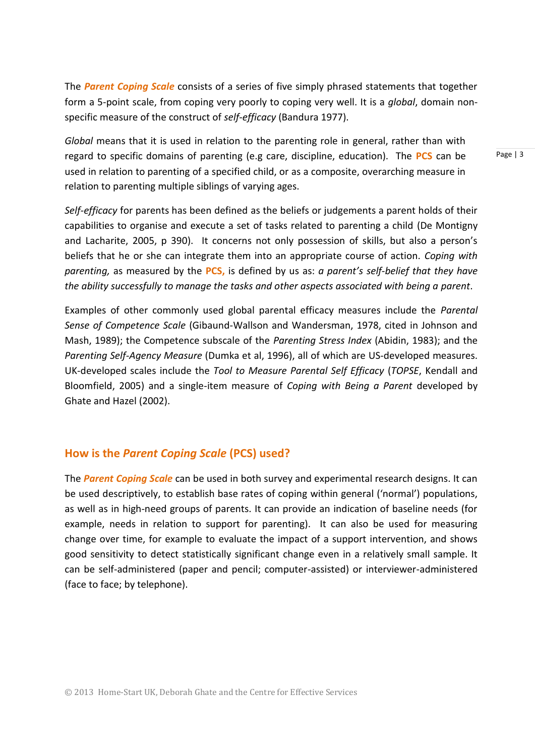The ***Parent Coping Scale*** consists of a series of five simply phrased statements that together form a 5-point scale, from coping very poorly to coping very well. It is a *global*, domain non-specific measure of the construct of *self-efficacy* (Bandura 1977).

*Global* means that it is used in relation to the parenting role in general, rather than with regard to specific domains of parenting (e.g care, discipline, education). The **PCS** can be used in relation to parenting of a specified child, or as a composite, overarching measure in relation to parenting multiple siblings of varying ages.

*Self-efficacy* for parents has been defined as the beliefs or judgements a parent holds of their capabilities to organise and execute a set of tasks related to parenting a child (De Montigny and Lacharite, 2005, p 390). It concerns not only possession of skills, but also a person's beliefs that he or she can integrate them into an appropriate course of action. *Coping with parenting,* as measured by the **PCS,** is defined by us as: *a parent's self-belief that they have the ability successfully to manage the tasks and other aspects associated with being a parent*.

Examples of other commonly used global parental efficacy measures include the *Parental Sense of Competence Scale* (Gibaund-Wallson and Wandersman, 1978, cited in Johnson and Mash, 1989); the Competence subscale of the *Parenting Stress Index* (Abidin, 1983); and the *Parenting Self-Agency Measure* (Dumka et al, 1996), all of which are US-developed measures. UK-developed scales include the *Tool to Measure Parental Self Efficacy* (*TOPSE*, Kendall and Bloomfield, 2005) and a single-item measure of *Coping with Being a Parent* developed by Ghate and Hazel (2002).

## How is the *Parent Coping Scale* (PCS) used?

The ***Parent Coping Scale*** can be used in both survey and experimental research designs. It can be used descriptively, to establish base rates of coping within general ('normal') populations, as well as in high-need groups of parents. It can provide an indication of baseline needs (for example, needs in relation to support for parenting). It can also be used for measuring change over time, for example to evaluate the impact of a support intervention, and shows good sensitivity to detect statistically significant change even in a relatively small sample. It can be self-administered (paper and pencil; computer-assisted) or interviewer-administered (face to face; by telephone).

© 2013 Home-Start UK, Deborah Ghate and the Centre for Effective Services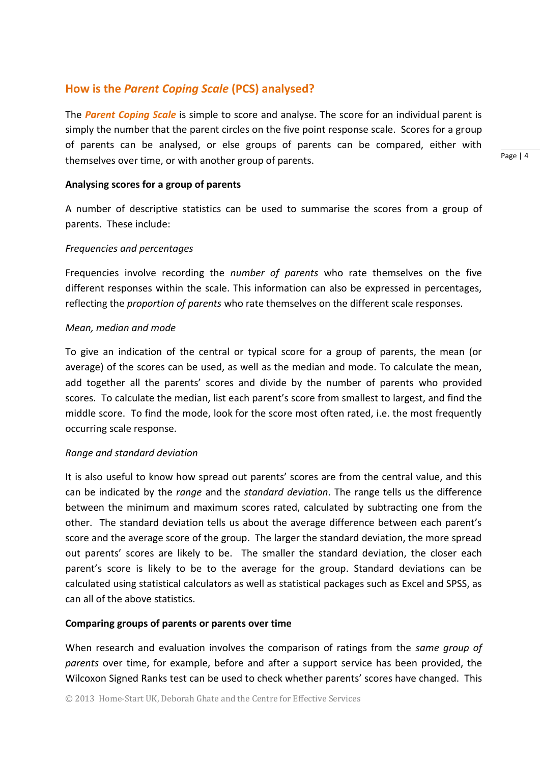## How is the *Parent Coping Scale* (PCS) analysed?

The ***Parent Coping Scale*** is simple to score and analyse. The score for an individual parent is simply the number that the parent circles on the five point response scale. Scores for a group of parents can be analysed, or else groups of parents can be compared, either with themselves over time, or with another group of parents.

**Analysing scores for a group of parents**

A number of descriptive statistics can be used to summarise the scores from a group of parents. These include:

*Frequencies and percentages*

Frequencies involve recording the *number of parents* who rate themselves on the five different responses within the scale. This information can also be expressed in percentages, reflecting the *proportion of parents* who rate themselves on the different scale responses.

*Mean, median and mode*

To give an indication of the central or typical score for a group of parents, the mean (or average) of the scores can be used, as well as the median and mode. To calculate the mean, add together all the parents' scores and divide by the number of parents who provided scores. To calculate the median, list each parent's score from smallest to largest, and find the middle score. To find the mode, look for the score most often rated, i.e. the most frequently occurring scale response.

*Range and standard deviation*

It is also useful to know how spread out parents' scores are from the central value, and this can be indicated by the *range* and the *standard deviation*. The range tells us the difference between the minimum and maximum scores rated, calculated by subtracting one from the other. The standard deviation tells us about the average difference between each parent's score and the average score of the group. The larger the standard deviation, the more spread out parents' scores are likely to be. The smaller the standard deviation, the closer each parent's score is likely to be to the average for the group. Standard deviations can be calculated using statistical calculators as well as statistical packages such as Excel and SPSS, as can all of the above statistics.

**Comparing groups of parents or parents over time**

When research and evaluation involves the comparison of ratings from the *same group of parents* over time, for example, before and after a support service has been provided, the Wilcoxon Signed Ranks test can be used to check whether parents' scores have changed. This

© 2013 Home-Start UK, Deborah Ghate and the Centre for Effective Services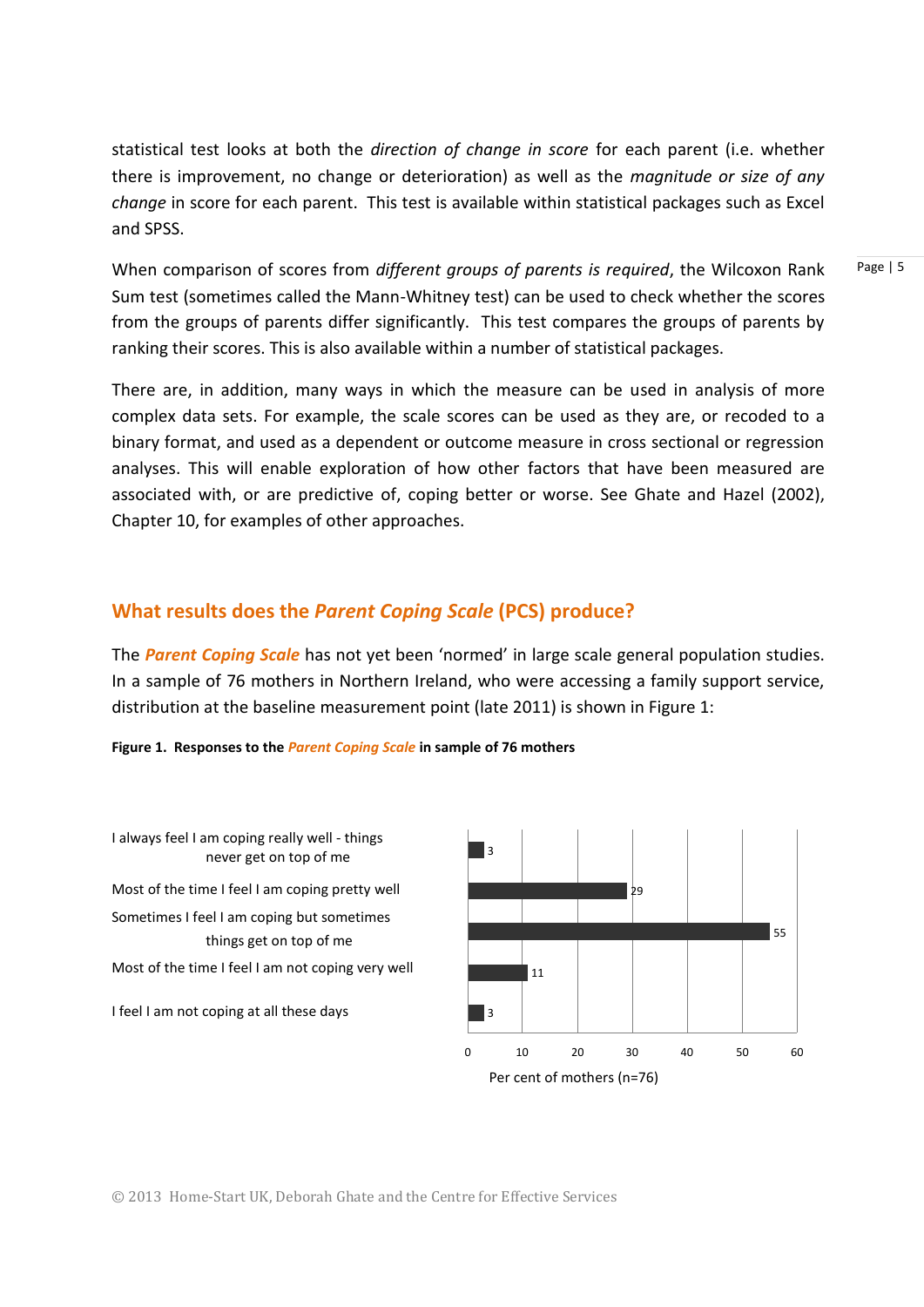statistical test looks at both the *direction of change in score* for each parent (i.e. whether there is improvement, no change or deterioration) as well as the *magnitude or size of any change* in score for each parent. This test is available within statistical packages such as Excel and SPSS.

When comparison of scores from *different groups of parents is required*, the Wilcoxon Rank Sum test (sometimes called the Mann-Whitney test) can be used to check whether the scores from the groups of parents differ significantly. This test compares the groups of parents by ranking their scores. This is also available within a number of statistical packages.

There are, in addition, many ways in which the measure can be used in analysis of more complex data sets. For example, the scale scores can be used as they are, or recoded to a binary format, and used as a dependent or outcome measure in cross sectional or regression analyses. This will enable exploration of how other factors that have been measured are associated with, or are predictive of, coping better or worse. See Ghate and Hazel (2002), Chapter 10, for examples of other approaches.

## What results does the *Parent Coping Scale* (PCS) produce?

The ***Parent Coping Scale*** has not yet been 'normed' in large scale general population studies. In a sample of 76 mothers in Northern Ireland, who were accessing a family support service, distribution at the baseline measurement point (late 2011) is shown in Figure 1:

**Figure 1. Responses to the *Parent Coping Scale* in sample of 76 mothers**

| Response | Per cent of mothers (n=76) |
|---|---|
| I always feel I am coping really well - things never get on top of me | 3 |
| Most of the time I feel I am coping pretty well | 29 |
| Sometimes I feel I am coping but sometimes things get on top of me | 55 |
| Most of the time I feel I am not coping very well | 11 |
| I feel I am not coping at all these days | 3 |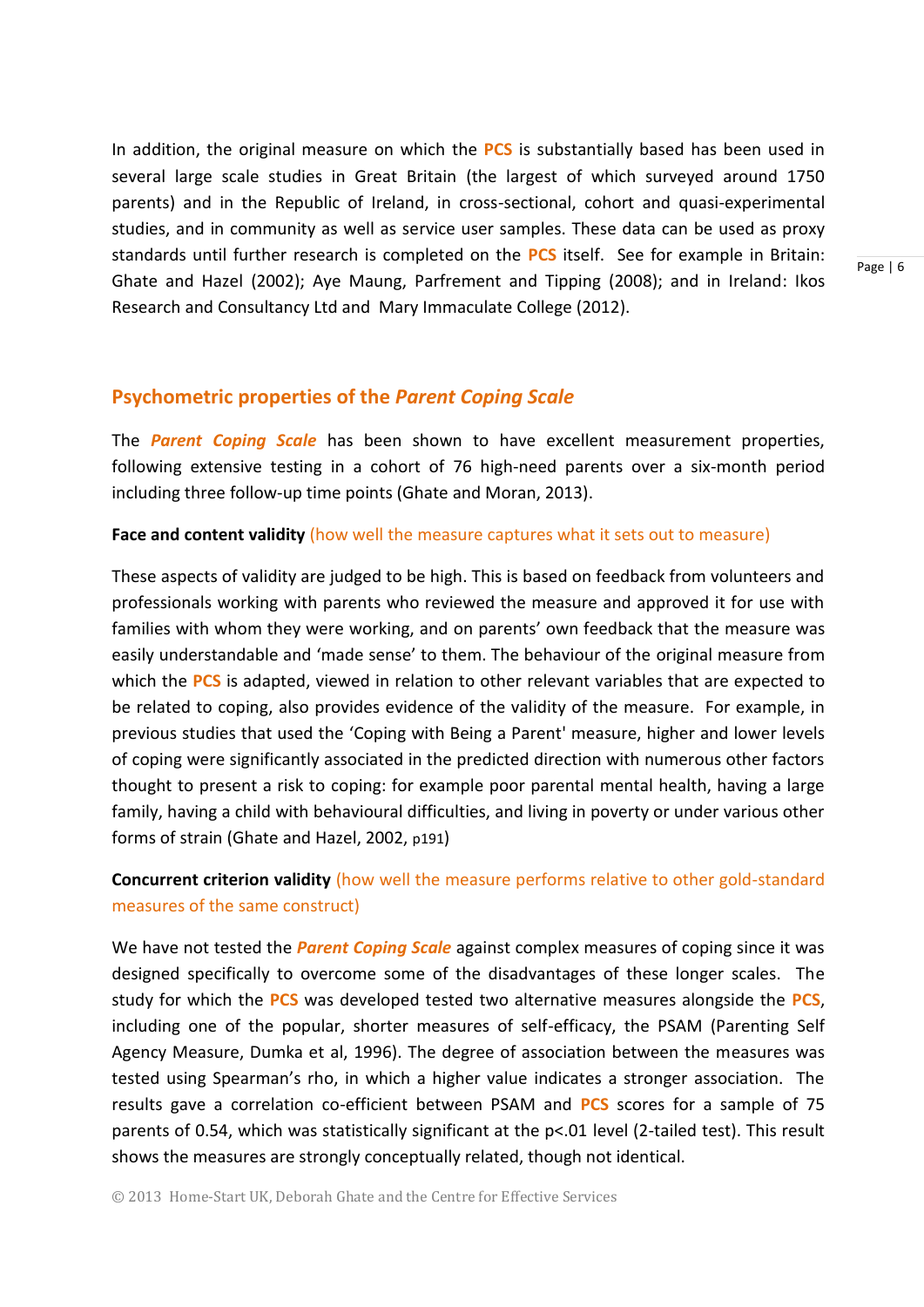In addition, the original measure on which the **PCS** is substantially based has been used in several large scale studies in Great Britain (the largest of which surveyed around 1750 parents) and in the Republic of Ireland, in cross-sectional, cohort and quasi-experimental studies, and in community as well as service user samples. These data can be used as proxy standards until further research is completed on the **PCS** itself. See for example in Britain: Ghate and Hazel (2002); Aye Maung, Parfrement and Tipping (2008); and in Ireland: Ikos Research and Consultancy Ltd and Mary Immaculate College (2012).

## Psychometric properties of the *Parent Coping Scale*

The ***Parent Coping Scale*** has been shown to have excellent measurement properties, following extensive testing in a cohort of 76 high-need parents over a six-month period including three follow-up time points (Ghate and Moran, 2013).

**Face and content validity** (how well the measure captures what it sets out to measure)

These aspects of validity are judged to be high. This is based on feedback from volunteers and professionals working with parents who reviewed the measure and approved it for use with families with whom they were working, and on parents' own feedback that the measure was easily understandable and 'made sense' to them. The behaviour of the original measure from which the **PCS** is adapted, viewed in relation to other relevant variables that are expected to be related to coping, also provides evidence of the validity of the measure. For example, in previous studies that used the 'Coping with Being a Parent' measure, higher and lower levels of coping were significantly associated in the predicted direction with numerous other factors thought to present a risk to coping: for example poor parental mental health, having a large family, having a child with behavioural difficulties, and living in poverty or under various other forms of strain (Ghate and Hazel, 2002, p191)

**Concurrent criterion validity** (how well the measure performs relative to other gold-standard measures of the same construct)

We have not tested the ***Parent Coping Scale*** against complex measures of coping since it was designed specifically to overcome some of the disadvantages of these longer scales. The study for which the **PCS** was developed tested two alternative measures alongside the **PCS**, including one of the popular, shorter measures of self-efficacy, the PSAM (Parenting Self Agency Measure, Dumka et al, 1996). The degree of association between the measures was tested using Spearman's rho, in which a higher value indicates a stronger association. The results gave a correlation co-efficient between PSAM and **PCS** scores for a sample of 75 parents of 0.54, which was statistically significant at the $p<.01$ level (2-tailed test). This result shows the measures are strongly conceptually related, though not identical.

© 2013 Home-Start UK, Deborah Ghate and the Centre for Effective Services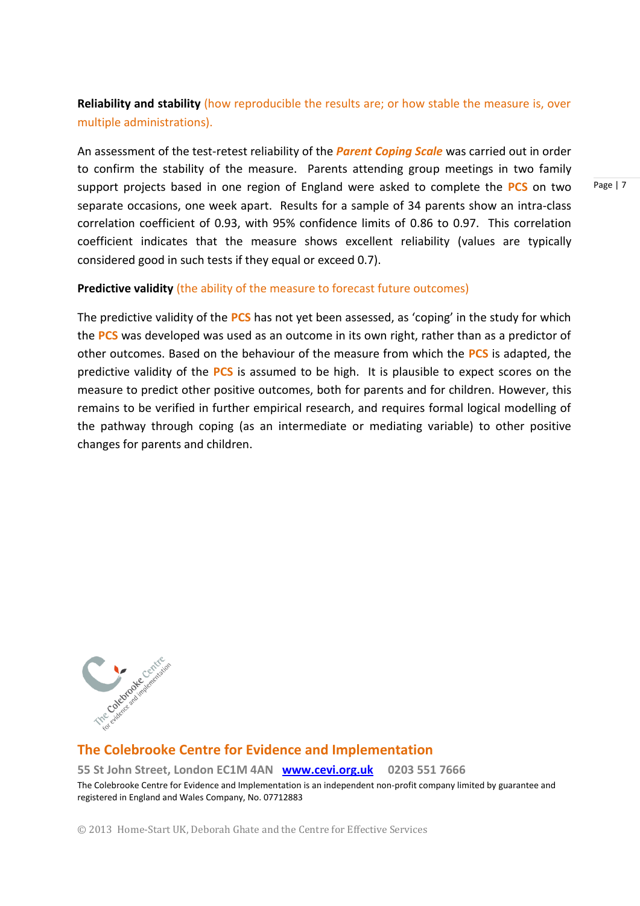**Reliability and stability** (how reproducible the results are; or how stable the measure is, over multiple administrations).

An assessment of the test-retest reliability of the ***Parent Coping Scale*** was carried out in order to confirm the stability of the measure. Parents attending group meetings in two family support projects based in one region of England were asked to complete the **PCS** on two separate occasions, one week apart. Results for a sample of 34 parents show an intra-class correlation coefficient of 0.93, with 95% confidence limits of 0.86 to 0.97. This correlation coefficient indicates that the measure shows excellent reliability (values are typically considered good in such tests if they equal or exceed 0.7).

**Predictive validity** (the ability of the measure to forecast future outcomes)

The predictive validity of the **PCS** has not yet been assessed, as 'coping' in the study for which the **PCS** was developed was used as an outcome in its own right, rather than as a predictor of other outcomes. Based on the behaviour of the measure from which the **PCS** is adapted, the predictive validity of the **PCS** is assumed to be high. It is plausible to expect scores on the measure to predict other positive outcomes, both for parents and for children. However, this remains to be verified in further empirical research, and requires formal logical modelling of the pathway through coping (as an intermediate or mediating variable) to other positive changes for parents and children.

**The Colebrooke Centre for Evidence and Implementation**

**55 St John Street, London EC1M 4AN [www.cevi.org.uk](http://www.cevi.org.uk) 0203 551 7666**

The Colebrooke Centre for Evidence and Implementation is an independent non-profit company limited by guarantee and registered in England and Wales Company, No. 07712883

© 2013 Home-Start UK, Deborah Ghate and the Centre for Effective Services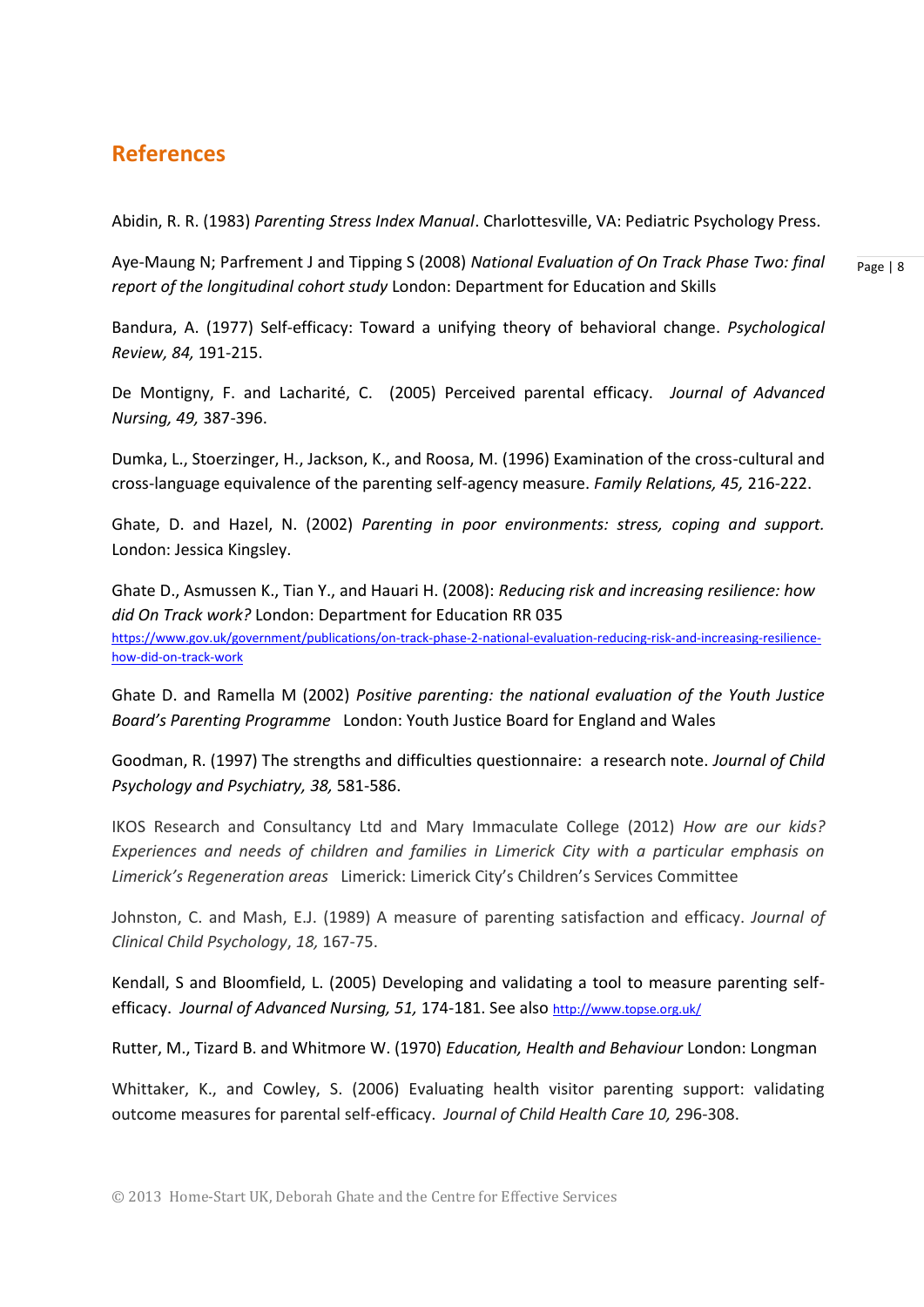## References

Abidin, R. R. (1983) *Parenting Stress Index Manual*. Charlottesville, VA: Pediatric Psychology Press.

Aye-Maung N; Parfrement J and Tipping S (2008) *National Evaluation of On Track Phase Two: final report of the longitudinal cohort study* London: Department for Education and Skills

Bandura, A. (1977) Self-efficacy: Toward a unifying theory of behavioral change. *Psychological Review, 84,* 191-215.

De Montigny, F. and Lacharité, C. (2005) Perceived parental efficacy. *Journal of Advanced Nursing, 49,* 387-396.

Dumka, L., Stoerzinger, H., Jackson, K., and Roosa, M. (1996) Examination of the cross-cultural and cross-language equivalence of the parenting self-agency measure. *Family Relations, 45,* 216-222.

Ghate, D. and Hazel, N. (2002) *Parenting in poor environments: stress, coping and support.* London: Jessica Kingsley.

Ghate D., Asmussen K., Tian Y., and Hauari H. (2008): *Reducing risk and increasing resilience: how did On Track work?* London: Department for Education RR 035 https://www.gov.uk/government/publications/on-track-phase-2-national-evaluation-reducing-risk-and-increasing-resilience-how-did-on-track-work

Ghate D. and Ramella M (2002) *Positive parenting: the national evaluation of the Youth Justice Board's Parenting Programme* London: Youth Justice Board for England and Wales

Goodman, R. (1997) The strengths and difficulties questionnaire: a research note. *Journal of Child Psychology and Psychiatry, 38,* 581-586.

IKOS Research and Consultancy Ltd and Mary Immaculate College (2012) *How are our kids? Experiences and needs of children and families in Limerick City with a particular emphasis on Limerick's Regeneration areas* Limerick: Limerick City's Children's Services Committee

Johnston, C. and Mash, E.J. (1989) A measure of parenting satisfaction and efficacy. *Journal of Clinical Child Psychology*, *18,* 167-75.

Kendall, S and Bloomfield, L. (2005) Developing and validating a tool to measure parenting self-efficacy. *Journal of Advanced Nursing, 51,* 174-181. See also http://www.topse.org.uk/

Rutter, M., Tizard B. and Whitmore W. (1970) *Education, Health and Behaviour* London: Longman

Whittaker, K., and Cowley, S. (2006) Evaluating health visitor parenting support: validating outcome measures for parental self-efficacy. *Journal of Child Health Care 10,* 296-308.

© 2013 Home-Start UK, Deborah Ghate and the Centre for Effective Services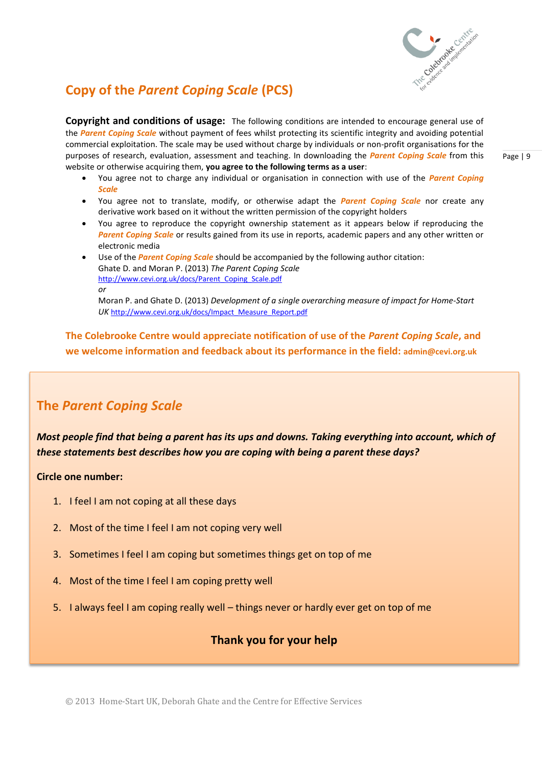# Copy of the *Parent Coping Scale* (PCS)

**Copyright and conditions of usage:** The following conditions are intended to encourage general use of the ***Parent Coping Scale*** without payment of fees whilst protecting its scientific integrity and avoiding potential commercial exploitation. The scale may be used without charge by individuals or non-profit organisations for the purposes of research, evaluation, assessment and teaching. In downloading the ***Parent Coping Scale*** from this website or otherwise acquiring them, **you agree to the following terms as a user**:

- You agree not to charge any individual or organisation in connection with use of the ***Parent Coping Scale***
- You agree not to translate, modify, or otherwise adapt the ***Parent Coping Scale*** nor create any derivative work based on it without the written permission of the copyright holders
- You agree to reproduce the copyright ownership statement as it appears below if reproducing the ***Parent Coping Scale*** or results gained from its use in reports, academic papers and any other written or electronic media
- Use of the ***Parent Coping Scale*** should be accompanied by the following author citation:
  Ghate D. and Moran P. (2013) *The Parent Coping Scale*
  http://www.cevi.org.uk/docs/Parent_Coping_Scale.pdf
  *or*
  Moran P. and Ghate D. (2013) *Development of a single overarching measure of impact for Home-Start UK* http://www.cevi.org.uk/docs/Impact_Measure_Report.pdf

**The Colebrooke Centre would appreciate notification of use of the *Parent Coping Scale*, and we welcome information and feedback about its performance in the field: admin@cevi.org.uk**

## The *Parent Coping Scale*

***Most people find that being a parent has its ups and downs. Taking everything into account, which of these statements best describes how you are coping with being a parent these days?***

**Circle one number:**

1. I feel I am not coping at all these days
2. Most of the time I feel I am not coping very well
3. Sometimes I feel I am coping but sometimes things get on top of me
4. Most of the time I feel I am coping pretty well
5. I always feel I am coping really well – things never or hardly ever get on top of me

**Thank you for your help**

© 2013 Home-Start UK, Deborah Ghate and the Centre for Effective Services